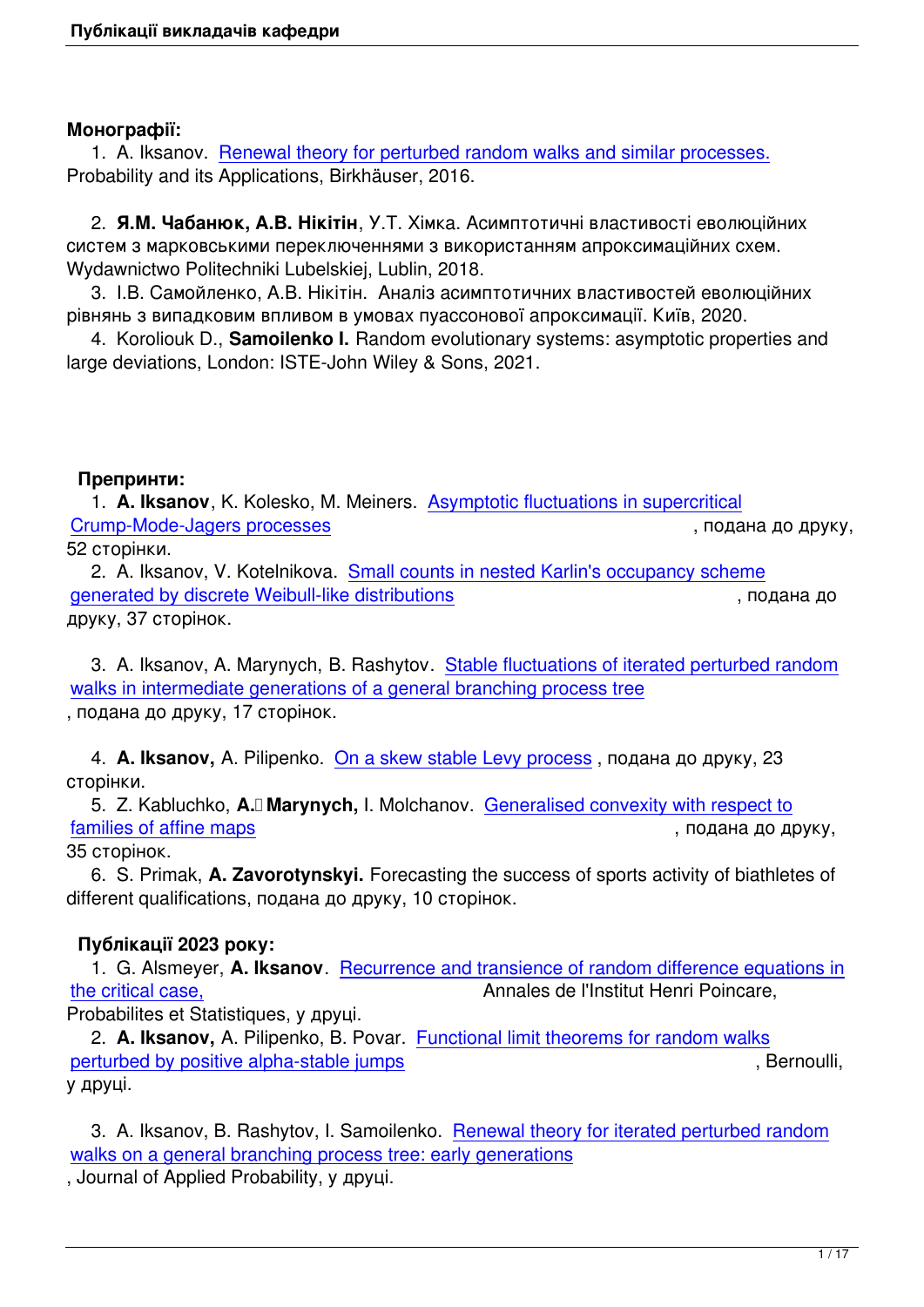**Монографії:**

1. A. Iksanov. Renewal theory for perturbed random walks and similar processes. Probability and its Applications, Birkhäuser, 2016.

2. **Я.М. Чабанюк, А.В. Нікітін**, У.Т. Хімка. Асимптотичні властивості еволюційних систем з марковськими переключеннями з використанням апроксимаційних схем. Wydawnictwo Politechniki Lubelskiej, Lublin, 2018.
3. І.В. Самойленко, А.В. Нікітін. Аналіз асимптотичних властивостей еволюційних рівнянь з випадковим впливом в умовах пуассонової апроксимації. Київ, 2020.
4. Koroliouk D., **Samoilenko I.** Random evolutionary systems: asymptotic properties and large deviations, London: ISTE-John Wiley & Sons, 2021.

**Препринти:**

1. **A. Iksanov**, K. Kolesko, M. Meiners. Asymptotic fluctuations in supercritical Crump-Mode-Jagers processes, подана до друку, 52 сторінки.
2. A. Iksanov, V. Kotelnikova. Small counts in nested Karlin's occupancy scheme generated by discrete Weibull-like distributions, подана до друку, 37 сторінок.

3. A. Iksanov, A. Marynych, B. Rashytov. Stable fluctuations of iterated perturbed random walks in intermediate generations of a general branching process tree, подана до друку, 17 сторінок.

4. **A. Iksanov,** A. Pilipenko. On a skew stable Levy process, подана до друку, 23 сторінки.
5. Z. Kabluchko, **A. Marynych,** I. Molchanov. Generalised convexity with respect to families of affine maps, подана до друку, 35 сторінок.
6. S. Primak, **A. Zavorotynskyi.** Forecasting the success of sports activity of biathletes of different qualifications, подана до друку, 10 сторінок.

**Публікації 2023 року:**

1. G. Alsmeyer, **A. Iksanov**. Recurrence and transience of random difference equations in the critical case, Annales de l'Institut Henri Poincare, Probabilites et Statistiques, у друці.
2. **A. Iksanov,** A. Pilipenko, B. Povar. Functional limit theorems for random walks perturbed by positive alpha-stable jumps, Bernoulli, у друці.

3. A. Iksanov, B. Rashytov, I. Samoilenko. Renewal theory for iterated perturbed random walks on a general branching process tree: early generations, Journal of Applied Probability, у друці.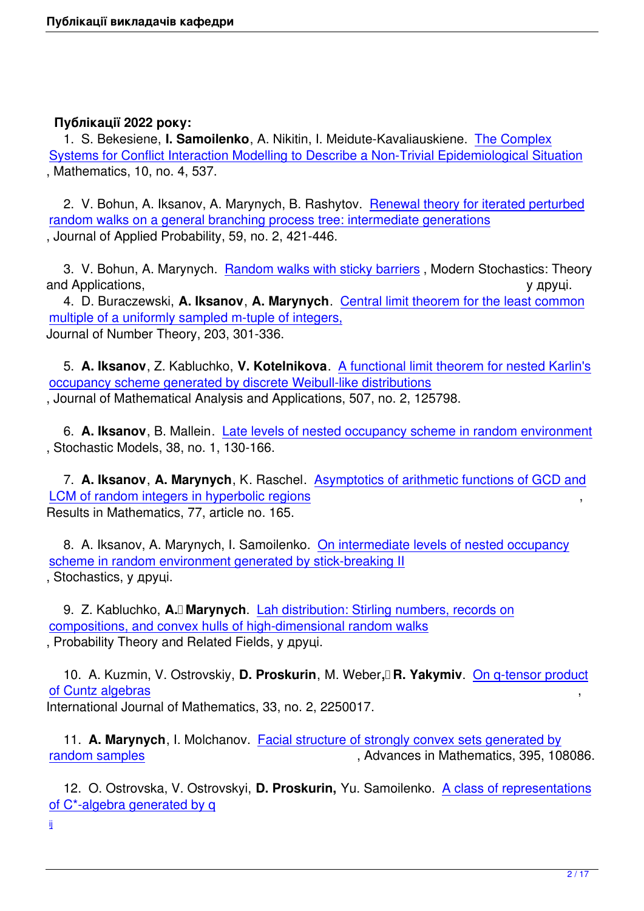**Публікації 2022 року:**

1. S. Bekesiene, **I. Samoilenko**, A. Nikitin, I. Meidute-Kavaliauskiene. The Complex Systems for Conflict Interaction Modelling to Describe a Non-Trivial Epidemiological Situation, Mathematics, 10, no. 4, 537.

2. V. Bohun, A. Iksanov, A. Marynych, B. Rashytov. Renewal theory for iterated perturbed random walks on a general branching process tree: intermediate generations, Journal of Applied Probability, 59, no. 2, 421-446.

3. V. Bohun, A. Marynych. Random walks with sticky barriers, Modern Stochastics: Theory and Applications, у друці.

4. D. Buraczewski, **A. Iksanov**, **A. Marynych**. Central limit theorem for the least common multiple of a uniformly sampled m-tuple of integers, Journal of Number Theory, 203, 301-336.

5. **A. Iksanov**, Z. Kabluchko, **V. Kotelnikova**. A functional limit theorem for nested Karlin's occupancy scheme generated by discrete Weibull-like distributions, Journal of Mathematical Analysis and Applications, 507, no. 2, 125798.

6. **A. Iksanov**, B. Mallein. Late levels of nested occupancy scheme in random environment, Stochastic Models, 38, no. 1, 130-166.

7. **A. Iksanov**, **A. Marynych**, K. Raschel. Asymptotics of arithmetic functions of GCD and LCM of random integers in hyperbolic regions, Results in Mathematics, 77, article no. 165.

8. A. Iksanov, A. Marynych, I. Samoilenko. On intermediate levels of nested occupancy scheme in random environment generated by stick-breaking II, Stochastics, у друці.

9. Z. Kabluchko, **A. Marynych**. Lah distribution: Stirling numbers, records on compositions, and convex hulls of high-dimensional random walks, Probability Theory and Related Fields, у друці.

10. A. Kuzmin, V. Ostrovskiy, **D. Proskurin**, M. Weber, **R. Yakymiv**. On q-tensor product of Cuntz algebras, International Journal of Mathematics, 33, no. 2, 2250017.

11. **A. Marynych**, I. Molchanov. Facial structure of strongly convex sets generated by random samples, Advances in Mathematics, 395, 108086.

12. O. Ostrovska, V. Ostrovskyi, **D. Proskurin,** Yu. Samoilenko. A class of representations of C*-algebra generated by $q_{ij}$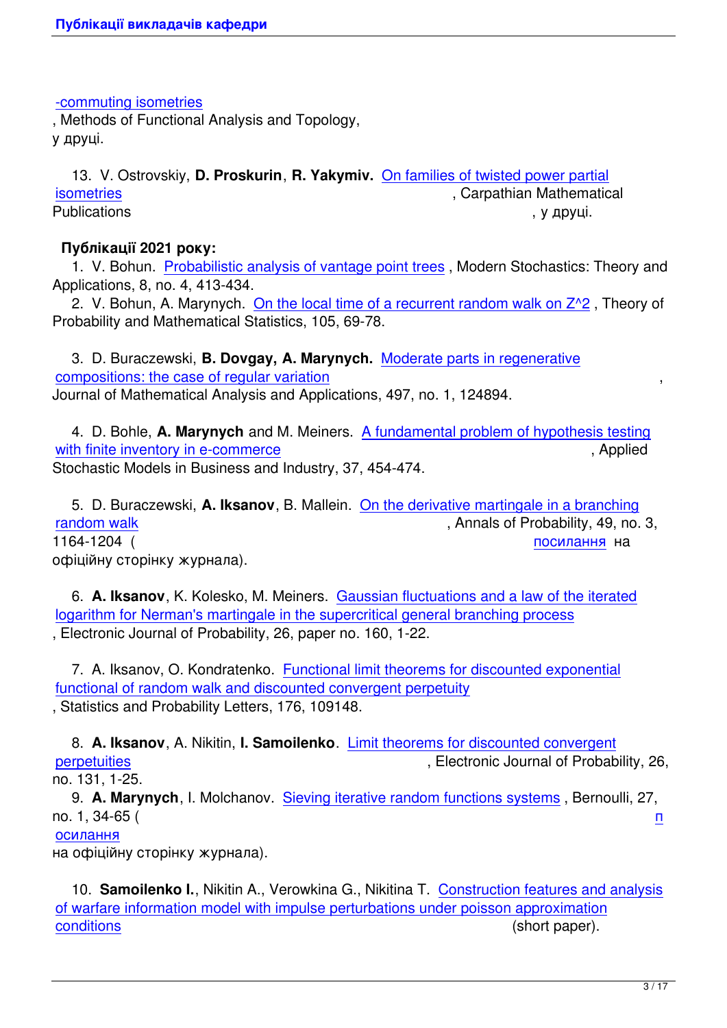-commuting isometries, Methods of Functional Analysis and Topology, у друці.

13. V. Ostrovskiy, **D. Proskurin**, **R. Yakymiv.** On families of twisted power partial isometries, Carpathian Mathematical Publications, у друці.

**Публікації 2021 року:**

1. V. Bohun. Probabilistic analysis of vantage point trees, Modern Stochastics: Theory and Applications, 8, no. 4, 413-434.
2. V. Bohun, A. Marynych. On the local time of a recurrent random walk on Z^2, Theory of Probability and Mathematical Statistics, 105, 69-78.
3. D. Buraczewski, **B. Dovgay, A. Marynych.** Moderate parts in regenerative compositions: the case of regular variation, Journal of Mathematical Analysis and Applications, 497, no. 1, 124894.
4. D. Bohle, **A. Marynych** and M. Meiners. A fundamental problem of hypothesis testing with finite inventory in e-commerce, Applied Stochastic Models in Business and Industry, 37, 454-474.
5. D. Buraczewski, **A. Iksanov**, B. Mallein. On the derivative martingale in a branching random walk, Annals of Probability, 49, no. 3, 1164-1204 (посилання на офіційну сторінку журнала).
6. **A. Iksanov**, K. Kolesko, M. Meiners. Gaussian fluctuations and a law of the iterated logarithm for Nerman's martingale in the supercritical general branching process, Electronic Journal of Probability, 26, paper no. 160, 1-22.
7. A. Iksanov, O. Kondratenko. Functional limit theorems for discounted exponential functional of random walk and discounted convergent perpetuity, Statistics and Probability Letters, 176, 109148.
8. **A. Iksanov**, A. Nikitin, **I. Samoilenko**. Limit theorems for discounted convergent perpetuities, Electronic Journal of Probability, 26, no. 131, 1-25.
9. **A. Marynych**, I. Molchanov. Sieving iterative random functions systems, Bernoulli, 27, no. 1, 34-65 (посилання на офіційну сторінку журнала).
10. **Samoilenko I.**, Nikitin A., Verowkina G., Nikitina T. Construction features and analysis of warfare information model with impulse perturbations under poisson approximation conditions (short paper).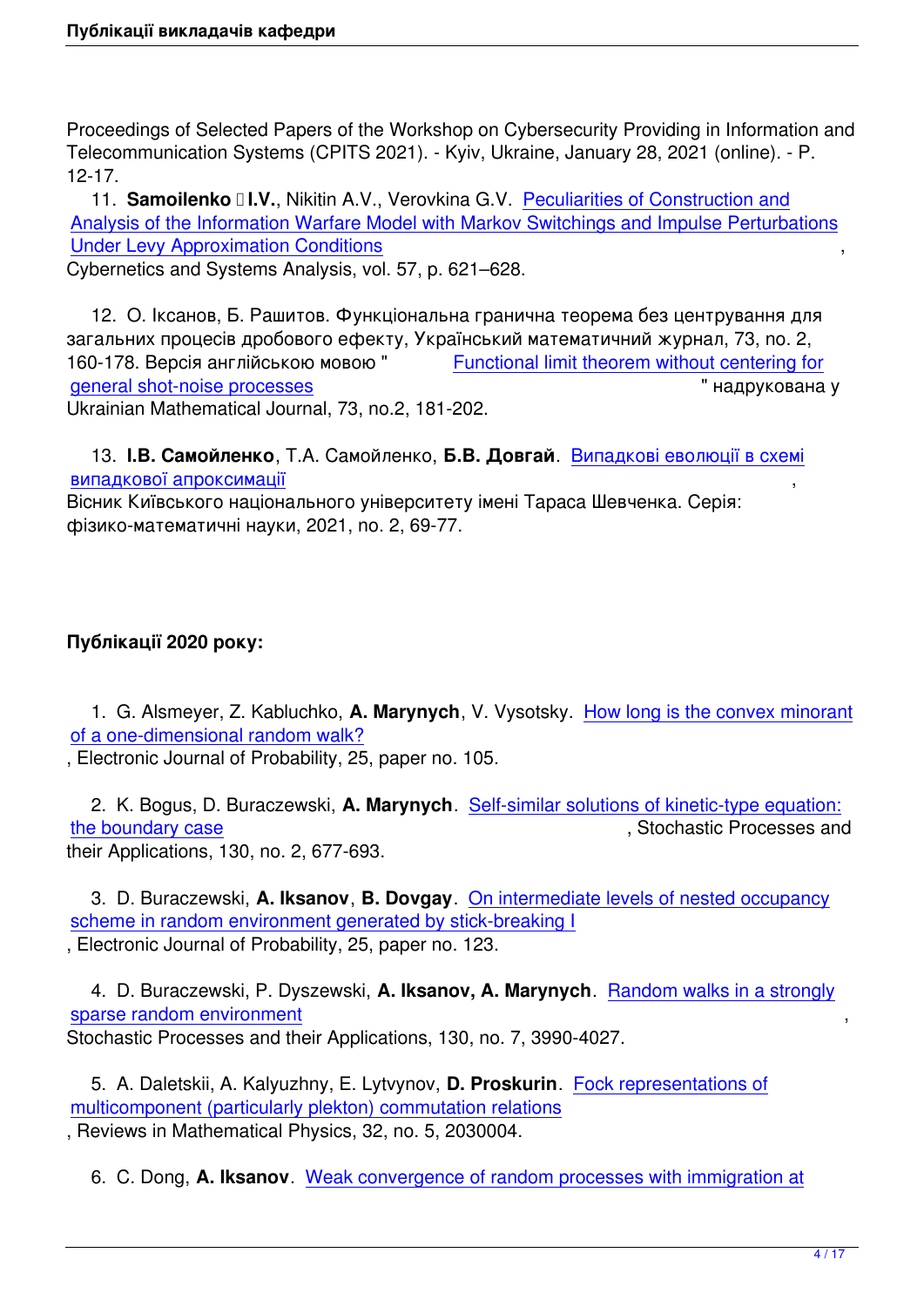Proceedings of Selected Papers of the Workshop on Cybersecurity Providing in Information and Telecommunication Systems (CPITS 2021). - Kyiv, Ukraine, January 28, 2021 (online). - P. 12-17.

11. **Samoilenko I.V.**, Nikitin A.V., Verovkina G.V. Peculiarities of Construction and Analysis of the Information Warfare Model with Markov Switchings and Impulse Perturbations Under Levy Approximation Conditions, Cybernetics and Systems Analysis, vol. 57, p. 621–628.

12. О. Іксанов, Б. Рашитов. Функціональна гранична теорема без центрування для загальних процесів дробового ефекту, Український математичний журнал, 73, no. 2, 160-178. Версія англійською мовою " Functional limit theorem without centering for general shot-noise processes " надрукована у Ukrainian Mathematical Journal, 73, no.2, 181-202.

13. **І.В. Самойленко**, Т.А. Самойленко, **Б.В. Довгай**. Випадкові еволюції в схемі випадкової апроксимації, Вісник Київського національного університету імені Тараса Шевченка. Серія: фізико-математичні науки, 2021, no. 2, 69-77.

**Публікації 2020 року:**

1. G. Alsmeyer, Z. Kabluchko, **A. Marynych**, V. Vysotsky. How long is the convex minorant of a one-dimensional random walk?, Electronic Journal of Probability, 25, paper no. 105.

2. K. Bogus, D. Buraczewski, **A. Marynych**. Self-similar solutions of kinetic-type equation: the boundary case, Stochastic Processes and their Applications, 130, no. 2, 677-693.

3. D. Buraczewski, **A. Iksanov**, **B. Dovgay**. On intermediate levels of nested occupancy scheme in random environment generated by stick-breaking I, Electronic Journal of Probability, 25, paper no. 123.

4. D. Buraczewski, P. Dyszewski, **A. Iksanov, A. Marynych**. Random walks in a strongly sparse random environment, Stochastic Processes and their Applications, 130, no. 7, 3990-4027.

5. A. Daletskii, A. Kalyuzhny, E. Lytvynov, **D. Proskurin**. Fock representations of multicomponent (particularly plekton) commutation relations, Reviews in Mathematical Physics, 32, no. 5, 2030004.

6. C. Dong, **A. Iksanov**. Weak convergence of random processes with immigration at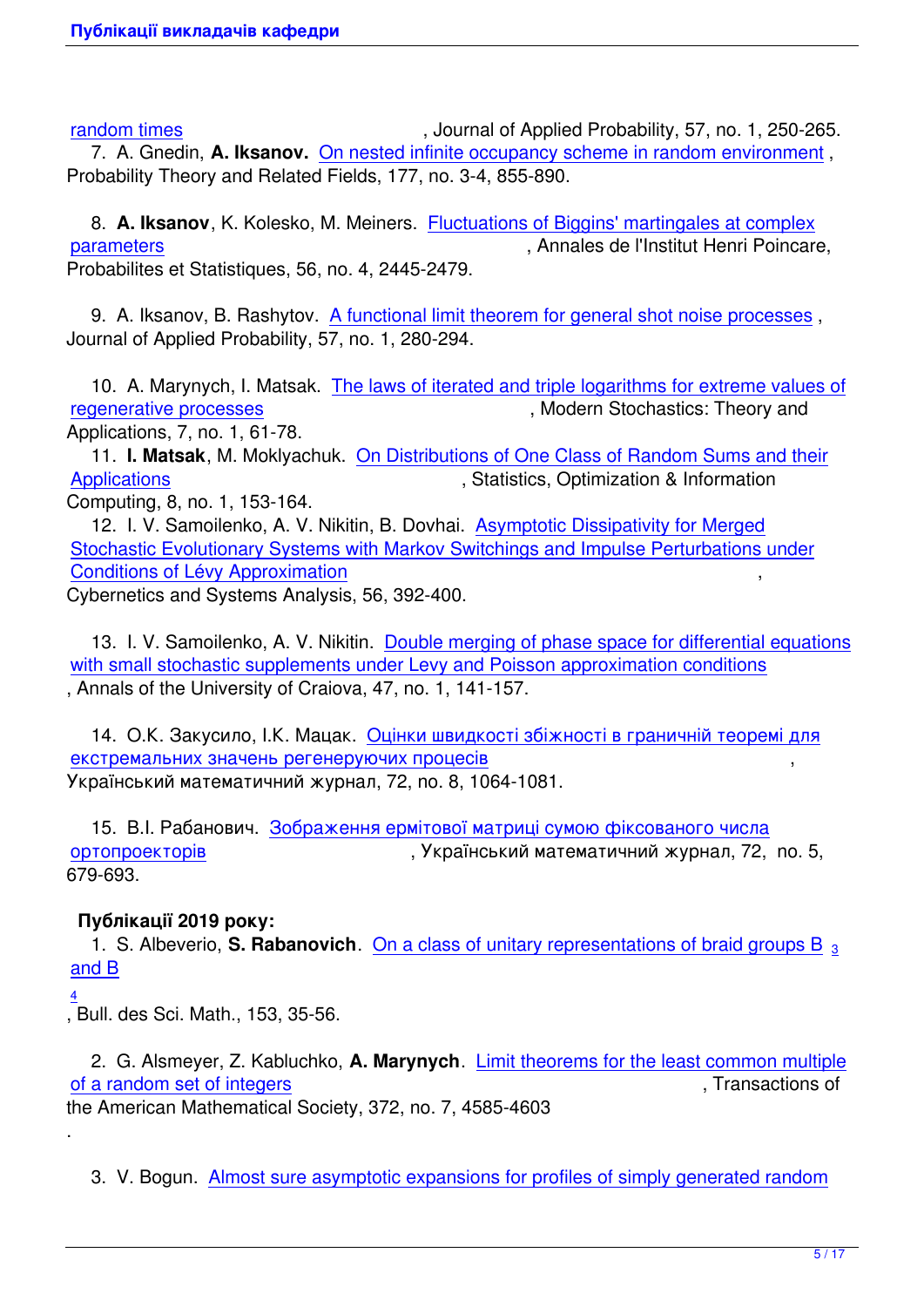random times, Journal of Applied Probability, 57, no. 1, 250-265.

7. A. Gnedin, **A. Iksanov.** On nested infinite occupancy scheme in random environment, Probability Theory and Related Fields, 177, no. 3-4, 855-890.

8. **A. Iksanov**, K. Kolesko, M. Meiners. Fluctuations of Biggins' martingales at complex parameters, Annales de l'Institut Henri Poincare, Probabilites et Statistiques, 56, no. 4, 2445-2479.

9. A. Iksanov, B. Rashytov. A functional limit theorem for general shot noise processes, Journal of Applied Probability, 57, no. 1, 280-294.

10. A. Marynych, I. Matsak. The laws of iterated and triple logarithms for extreme values of regenerative processes, Modern Stochastics: Theory and Applications, 7, no. 1, 61-78.

11. **I. Matsak**, M. Moklyachuk. On Distributions of One Class of Random Sums and their Applications, Statistics, Optimization & Information Computing, 8, no. 1, 153-164.

12. I. V. Samoilenko, A. V. Nikitin, B. Dovhai. Asymptotic Dissipativity for Merged Stochastic Evolutionary Systems with Markov Switchings and Impulse Perturbations under Conditions of Lévy Approximation, Cybernetics and Systems Analysis, 56, 392-400.

13. I. V. Samoilenko, A. V. Nikitin. Double merging of phase space for differential equations with small stochastic supplements under Levy and Poisson approximation conditions, Annals of the University of Craiova, 47, no. 1, 141-157.

14. О.К. Закусило, І.К. Мацак. Оцінки швидкості збіжності в граничній теоремі для екстремальних значень регенеруючих процесів, Український математичний журнал, 72, no. 8, 1064-1081.

15. В.І. Рабанович. Зображення ермітової матриці сумою фіксованого числа ортопроекторів, Український математичний журнал, 72, no. 5, 679-693.

**Публікації 2019 року:**

1. S. Albeverio, **S. Rabanovich**. On a class of unitary representations of braid groups $B_3$ and $B_4$, Bull. des Sci. Math., 153, 35-56.

2. G. Alsmeyer, Z. Kabluchko, **A. Marynych**. Limit theorems for the least common multiple of a random set of integers, Transactions of the American Mathematical Society, 372, no. 7, 4585-4603.

3. V. Bogun. Almost sure asymptotic expansions for profiles of simply generated random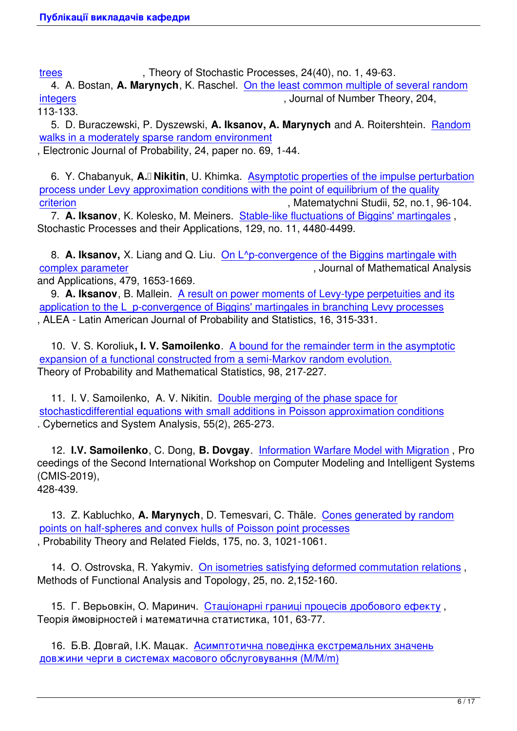trees, Theory of Stochastic Processes, 24(40), no. 1, 49-63.

4. A. Bostan, **A. Marynych**, K. Raschel. On the least common multiple of several random integers, Journal of Number Theory, 204, 113-133.

5. D. Buraczewski, P. Dyszewski, **A. Iksanov, A. Marynych** and A. Roitershtein. Random walks in a moderately sparse random environment, Electronic Journal of Probability, 24, paper no. 69, 1-44.

6. Y. Chabanyuk, **A. Nikitin**, U. Khimka. Asymptotic properties of the impulse perturbation process under Levy approximation conditions with the point of equilibrium of the quality criterion, Matematychni Studii, 52, no.1, 96-104.

7. **A. Iksanov**, K. Kolesko, M. Meiners. Stable-like fluctuations of Biggins' martingales, Stochastic Processes and their Applications, 129, no. 11, 4480-4499.

8. **A. Iksanov,** X. Liang and Q. Liu. On L^p-convergence of the Biggins martingale with complex parameter, Journal of Mathematical Analysis and Applications, 479, 1653-1669.

9. **A. Iksanov**, B. Mallein. A result on power moments of Levy-type perpetuities and its application to the L_p-convergence of Biggins' martingales in branching Levy processes, ALEA - Latin American Journal of Probability and Statistics, 16, 315-331.

10. V. S. Koroliuk**, I. V. Samoilenko**. A bound for the remainder term in the asymptotic expansion of a functional constructed from a semi-Markov random evolution. Theory of Probability and Mathematical Statistics, 98, 217-227.

11. I. V. Samoilenko, A. V. Nikitin. Double merging of the phase space for stochasticdifferential equations with small additions in Poisson approximation conditions. Cybernetics and System Analysis, 55(2), 265-273.

12. **I.V. Samoilenko**, C. Dong, **B. Dovgay**. Information Warfare Model with Migration, Proceedings of the Second International Workshop on Computer Modeling and Intelligent Systems (CMIS-2019), 428-439.

13. Z. Kabluchko, **A. Marynych**, D. Temesvari, C. Thäle. Cones generated by random points on half-spheres and convex hulls of Poisson point processes, Probability Theory and Related Fields, 175, no. 3, 1021-1061.

14. O. Ostrovska, R. Yakymiv. On isometries satisfying deformed commutation relations, Methods of Functional Analysis and Topology, 25, no. 2,152-160.

15. Г. Верьовкін, О. Маринич. Стаціонарні границі процесів дробового ефекту, Теорія ймовірностей і математична статистика, 101, 63-77.

16. Б.В. Довгай, І.К. Мацак. Асимптотична поведінка екстремальних значень довжини черги в системах масового обслуговування (M/M/m)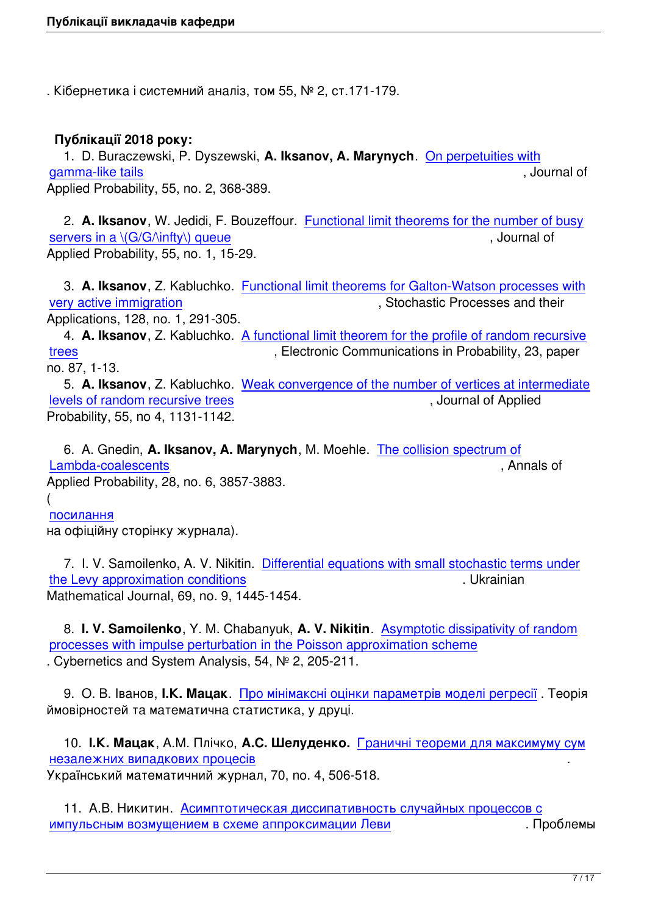. Кібернетика і системний аналіз, том 55, № 2, ст.171-179.

**Публікації 2018 року:**

1. D. Buraczewski, P. Dyszewski, **A. Iksanov, A. Marynych**. On perpetuities with gamma-like tails, Journal of Applied Probability, 55, no. 2, 368-389.

2. **A. Iksanov**, W. Jedidi, F. Bouzeffour. Functional limit theorems for the number of busy servers in a \(G/G/\infty\) queue, Journal of Applied Probability, 55, no. 1, 15-29.

3. **A. Iksanov**, Z. Kabluchko. Functional limit theorems for Galton-Watson processes with very active immigration, Stochastic Processes and their Applications, 128, no. 1, 291-305.

4. **A. Iksanov**, Z. Kabluchko. A functional limit theorem for the profile of random recursive trees, Electronic Communications in Probability, 23, paper no. 87, 1-13.

5. **A. Iksanov**, Z. Kabluchko. Weak convergence of the number of vertices at intermediate levels of random recursive trees, Journal of Applied Probability, 55, no 4, 1131-1142.

6. A. Gnedin, **A. Iksanov, A. Marynych**, M. Moehle. The collision spectrum of Lambda-coalescents, Annals of Applied Probability, 28, no. 6, 3857-3883. (посилання на офіційну сторінку журнала).

7. I. V. Samoilenko, A. V. Nikitin. Differential equations with small stochastic terms under the Levy approximation conditions. Ukrainian Mathematical Journal, 69, no. 9, 1445-1454.

8. **I. V. Samoilenko**, Y. M. Chabanyuk, **A. V. Nikitin**. Asymptotic dissipativity of random processes with impulse perturbation in the Poisson approximation scheme. Cybernetics and System Analysis, 54, № 2, 205-211.

9. О. В. Іванов, **І.К. Мацак**. Про мінімаксні оцінки параметрів моделі регресії. Теорія ймовірностей та математична статистика, у друці.

10. **І.К. Мацак**, А.М. Плічко, **А.С. Шелуденко.** Граничні теореми для максимуму сум незалежних випадкових процесів. Український математичний журнал, 70, no. 4, 506-518.

11. А.В. Никитин. Асимптотическая диссипативность случайных процессов с импульсным возмущением в схеме аппроксимации Леви. Проблемы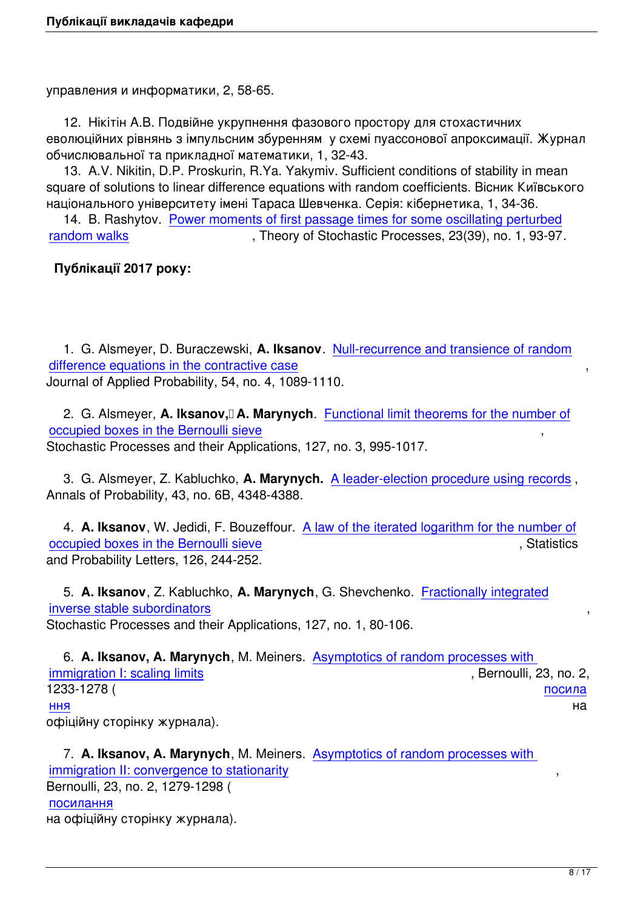управления и информатики, 2, 58-65.

12. Нікітін А.В. Подвійне укрупнення фазового простору для стохастичних еволюційних рівнянь з імпульсним збуренням у схемі пуассонової апроксимації. Журнал обчислювальної та прикладної математики, 1, 32-43.

13. A.V. Nikitin, D.P. Proskurin, R.Ya. Yakymiv. Sufficient conditions of stability in mean square of solutions to linear difference equations with random coefficients. Вісник Київського національного університету імені Тараса Шевченка. Серія: кібернетика, 1, 34-36.

14. B. Rashytov. Power moments of first passage times for some oscillating perturbed random walks, Theory of Stochastic Processes, 23(39), no. 1, 93-97.

**Публікації 2017 року:**

1. G. Alsmeyer, D. Buraczewski, **A. Iksanov**. Null-recurrence and transience of random difference equations in the contractive case, Journal of Applied Probability, 54, no. 4, 1089-1110.

2. G. Alsmeyer, **A. Iksanov, A. Marynych**. Functional limit theorems for the number of occupied boxes in the Bernoulli sieve, Stochastic Processes and their Applications, 127, no. 3, 995-1017.

3. G. Alsmeyer, Z. Kabluchko, **A. Marynych.** A leader-election procedure using records, Annals of Probability, 43, no. 6B, 4348-4388.

4. **A. Iksanov**, W. Jedidi, F. Bouzeffour. A law of the iterated logarithm for the number of occupied boxes in the Bernoulli sieve, Statistics and Probability Letters, 126, 244-252.

5. **A. Iksanov**, Z. Kabluchko, **A. Marynych**, G. Shevchenko. Fractionally integrated inverse stable subordinators, Stochastic Processes and their Applications, 127, no. 1, 80-106.

6. **A. Iksanov, A. Marynych**, M. Meiners. Asymptotics of random processes with immigration I: scaling limits, Bernoulli, 23, no. 2, 1233-1278 (посилання на офіційну сторінку журнала).

7. **A. Iksanov, A. Marynych**, M. Meiners. Asymptotics of random processes with immigration II: convergence to stationarity, Bernoulli, 23, no. 2, 1279-1298 (посилання на офіційну сторінку журнала).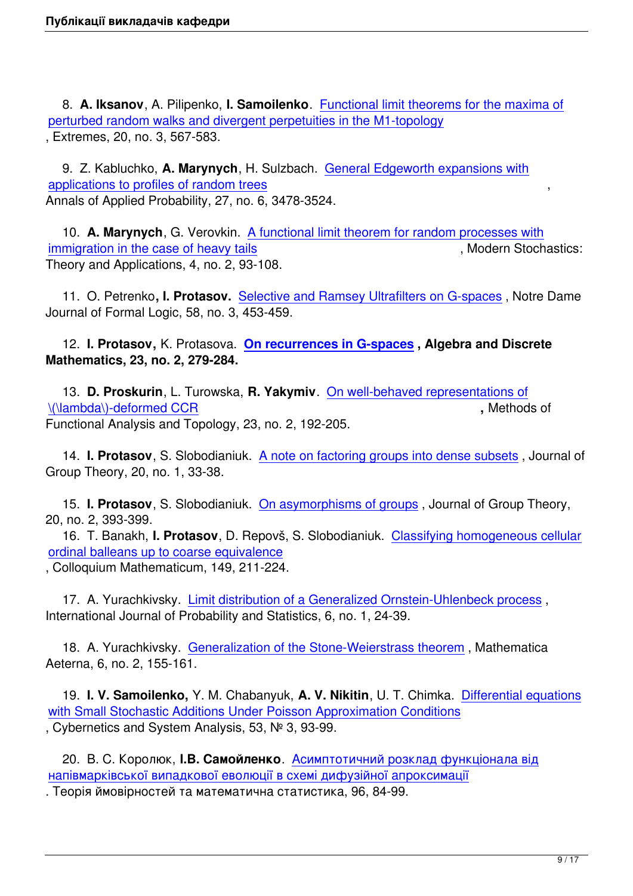8. **A. Iksanov**, A. Pilipenko, **I. Samoilenko**. Functional limit theorems for the maxima of perturbed random walks and divergent perpetuities in the M1-topology, Extremes, 20, no. 3, 567-583.

9. Z. Kabluchko, **A. Marynych**, H. Sulzbach. General Edgeworth expansions with applications to profiles of random trees, Annals of Applied Probability, 27, no. 6, 3478-3524.

10. **A. Marynych**, G. Verovkin. A functional limit theorem for random processes with immigration in the case of heavy tails, Modern Stochastics: Theory and Applications, 4, no. 2, 93-108.

11. O. Petrenko**, I. Protasov.** Selective and Ramsey Ultrafilters on G-spaces, Notre Dame Journal of Formal Logic, 58, no. 3, 453-459.

12. **I. Protasov,** K. Protasova. **On recurrences in G-spaces, Algebra and Discrete Mathematics, 23, no. 2, 279-284.**

13. **D. Proskurin**, L. Turowska, **R. Yakymiv**. On well-behaved representations of $\lambda$-deformed CCR**,** Methods of Functional Analysis and Topology, 23, no. 2, 192-205.

14. **I. Protasov**, S. Slobodianiuk. A note on factoring groups into dense subsets, Journal of Group Theory, 20, no. 1, 33-38.

15. **I. Protasov**, S. Slobodianiuk. On asymorphisms of groups, Journal of Group Theory, 20, no. 2, 393-399.

16. T. Banakh, **I. Protasov**, D. Repovš, S. Slobodianiuk. Classifying homogeneous cellular ordinal balleans up to coarse equivalence, Colloquium Mathematicum, 149, 211-224.

17. A. Yurachkivsky. Limit distribution of a Generalized Ornstein-Uhlenbeck process, International Journal of Probability and Statistics, 6, no. 1, 24-39.

18. A. Yurachkivsky. Generalization of the Stone-Weierstrass theorem, Mathematica Aeterna, 6, no. 2, 155-161.

19. **I. V. Samoilenko,** Y. M. Chabanyuk, **A. V. Nikitin**, U. T. Chimka. Differential equations with Small Stochastic Additions Under Poisson Approximation Conditions, Cybernetics and System Analysis, 53, № 3, 93-99.

20. В. С. Королюк, **І.В. Самойленко**. Асимптотичний розклад функціонала від напівмарківської випадкової еволюції в схемі дифузійної апроксимації. Теорія ймовірностей та математична статистика, 96, 84-99.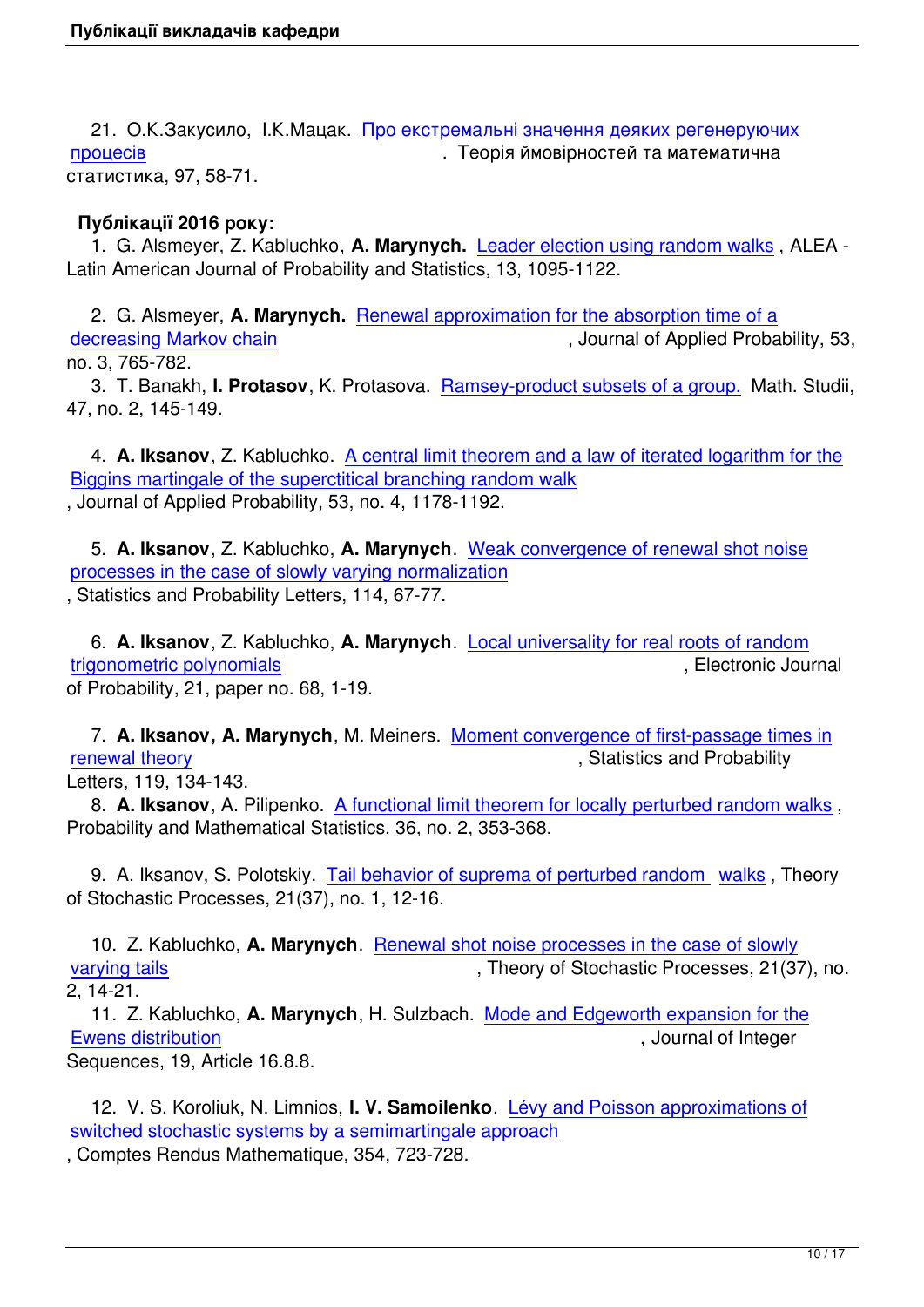21. О.К.Закусило, І.К.Мацак. Про екстремальні значення деяких регенеруючих процесів. Теорія ймовірностей та математична статистика, 97, 58-71.

**Публікації 2016 року:**

1. G. Alsmeyer, Z. Kabluchko, **A. Marynych.** Leader election using random walks, ALEA - Latin American Journal of Probability and Statistics, 13, 1095-1122.

2. G. Alsmeyer, **A. Marynych.** Renewal approximation for the absorption time of a decreasing Markov chain, Journal of Applied Probability, 53, no. 3, 765-782.

3. T. Banakh, **I. Protasov**, K. Protasova. Ramsey-product subsets of a group. Math. Studii, 47, no. 2, 145-149.

4. **A. Iksanov**, Z. Kabluchko. A central limit theorem and a law of iterated logarithm for the Biggins martingale of the superctitical branching random walk, Journal of Applied Probability, 53, no. 4, 1178-1192.

5. **A. Iksanov**, Z. Kabluchko, **A. Marynych**. Weak convergence of renewal shot noise processes in the case of slowly varying normalization, Statistics and Probability Letters, 114, 67-77.

6. **A. Iksanov**, Z. Kabluchko, **A. Marynych**. Local universality for real roots of random trigonometric polynomials, Electronic Journal of Probability, 21, paper no. 68, 1-19.

7. **A. Iksanov, A. Marynych**, M. Meiners. Moment convergence of first-passage times in renewal theory, Statistics and Probability Letters, 119, 134-143.

8. **A. Iksanov**, A. Pilipenko. A functional limit theorem for locally perturbed random walks, Probability and Mathematical Statistics, 36, no. 2, 353-368.

9. A. Iksanov, S. Polotskiy. Tail behavior of suprema of perturbed random walks, Theory of Stochastic Processes, 21(37), no. 1, 12-16.

10. Z. Kabluchko, **A. Marynych**. Renewal shot noise processes in the case of slowly varying tails, Theory of Stochastic Processes, 21(37), no. 2, 14-21.

11. Z. Kabluchko, **A. Marynych**, H. Sulzbach. Mode and Edgeworth expansion for the Ewens distribution, Journal of Integer Sequences, 19, Article 16.8.8.

12. V. S. Koroliuk, N. Limnios, **I. V. Samoilenko**. Lévy and Poisson approximations of switched stochastic systems by a semimartingale approach, Comptes Rendus Mathematique, 354, 723-728.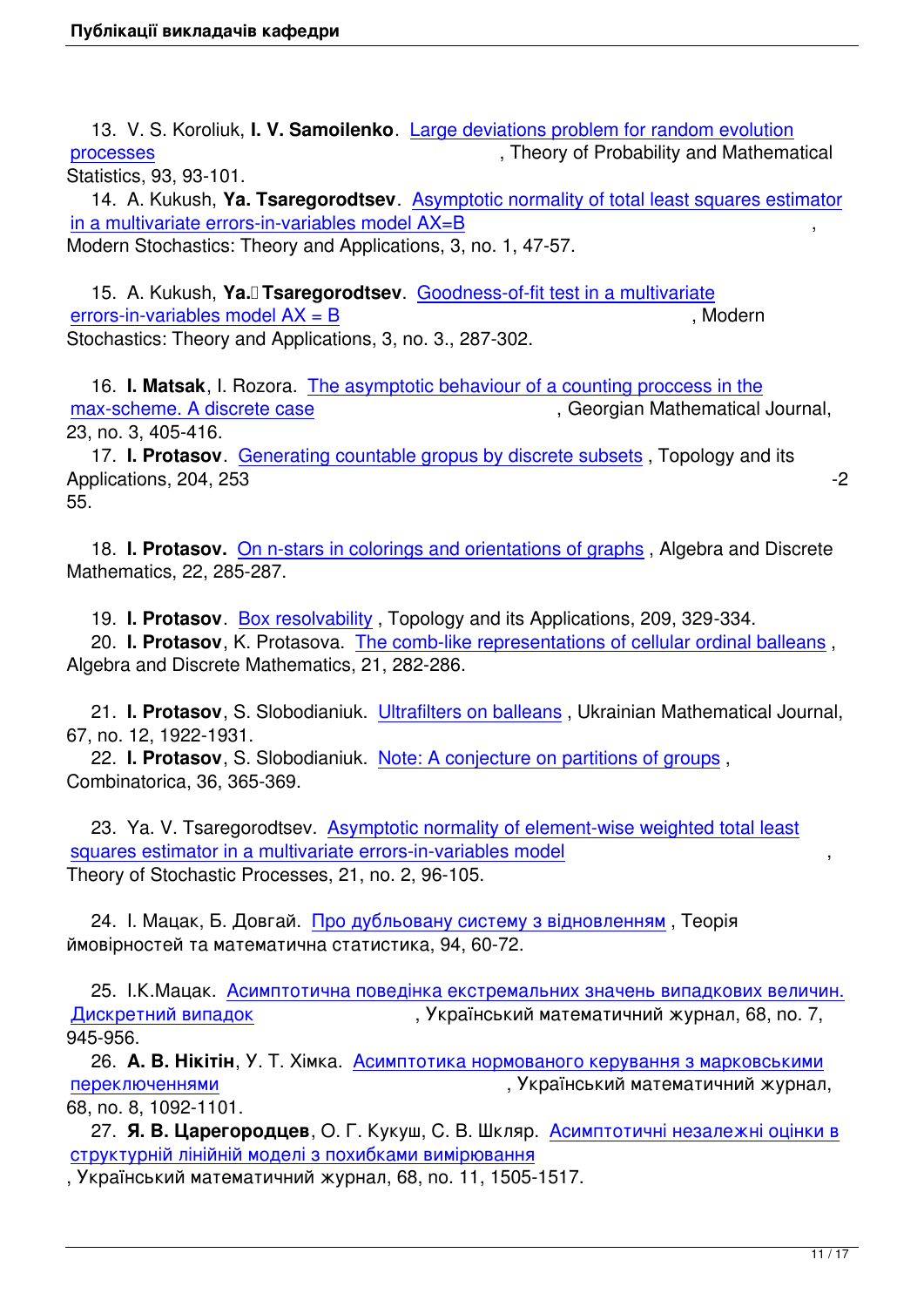13. V. S. Koroliuk, **I. V. Samoilenko**. Large deviations problem for random evolution processes, Theory of Probability and Mathematical Statistics, 93, 93-101.

14. A. Kukush, **Ya. Tsaregorodtsev**. Asymptotic normality of total least squares estimator in a multivariate errors-in-variables model AX=B, Modern Stochastics: Theory and Applications, 3, no. 1, 47-57.

15. A. Kukush, **Ya. Tsaregorodtsev**. Goodness-of-fit test in a multivariate errors-in-variables model AX = B, Modern Stochastics: Theory and Applications, 3, no. 3., 287-302.

16. **I. Matsak**, I. Rozora. The asymptotic behaviour of a counting proccess in the max-scheme. A discrete case, Georgian Mathematical Journal, 23, no. 3, 405-416.

17. **I. Protasov**. Generating countable grопus by discrete subsets, Topology and its Applications, 204, 253-255.

18. **I. Protasov.** On n-stars in colorings and orientations of graphs, Algebra and Discrete Mathematics, 22, 285-287.

19. **I. Protasov**. Box resolvability, Topology and its Applications, 209, 329-334.

20. **I. Protasov**, K. Protasova. The comb-like representations of cellular ordinal balleans, Algebra and Discrete Mathematics, 21, 282-286.

21. **I. Protasov**, S. Slobodianiuk. Ultrafilters on balleans, Ukrainian Mathematical Journal, 67, no. 12, 1922-1931.

22. **I. Protasov**, S. Slobodianiuk. Note: A conjecture on partitions of groups, Combinatorica, 36, 365-369.

23. Ya. V. Tsaregorodtsev. Asymptotic normality of element-wise weighted total least squares estimator in a multivariate errors-in-variables model, Theory of Stochastic Processes, 21, no. 2, 96-105.

24. І. Мацак, Б. Довгай. Про дубльовану систему з відновленням, Теорія ймовірностей та математична статистика, 94, 60-72.

25. І.К.Мацак. Асимптотична поведінка екстремальних значень випадкових величин. Дискретний випадок, Український математичний журнал, 68, no. 7, 945-956.

26. **А. В. Нікітін**, У. Т. Хімка. Асимптотика нормованого керування з марковськими переключеннями, Український математичний журнал, 68, no. 8, 1092-1101.

27. **Я. В. Царегородцев**, О. Г. Кукуш, С. В. Шкляр. Асимптотичні незалежні оцінки в структурній лінійній моделі з похибками вимірювання, Український математичний журнал, 68, no. 11, 1505-1517.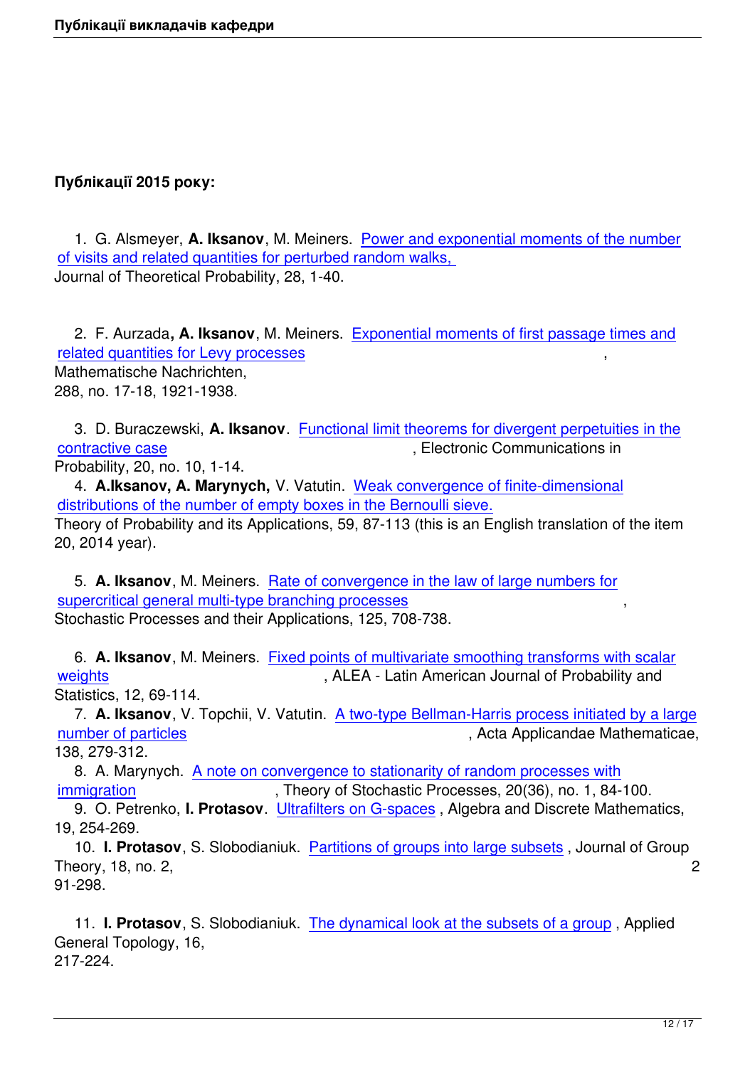**Публікації 2015 року:**

1. G. Alsmeyer, **A. Iksanov**, M. Meiners. Power and exponential moments of the number of visits and related quantities for perturbed random walks, Journal of Theoretical Probability, 28, 1-40.

2. F. Aurzada**, A. Iksanov**, M. Meiners. Exponential moments of first passage times and related quantities for Levy processes, Mathematische Nachrichten, 288, no. 17-18, 1921-1938.

3. D. Buraczewski, **A. Iksanov**. Functional limit theorems for divergent perpetuities in the contractive case, Electronic Communications in Probability, 20, no. 10, 1-14.

4. **A.Iksanov, A. Marynych,** V. Vatutin. Weak convergence of finite-dimensional distributions of the number of empty boxes in the Bernoulli sieve. Theory of Probability and its Applications, 59, 87-113 (this is an English translation of the item 20, 2014 year).

5. **A. Iksanov**, M. Meiners. Rate of convergence in the law of large numbers for supercritical general multi-type branching processes, Stochastic Processes and their Applications, 125, 708-738.

6. **A. Iksanov**, M. Meiners. Fixed points of multivariate smoothing transforms with scalar weights, ALEA - Latin American Journal of Probability and Statistics, 12, 69-114.

7. **A. Iksanov**, V. Topchii, V. Vatutin. A two-type Bellman-Harris process initiated by a large number of particles, Acta Applicandae Mathematicae, 138, 279-312.

8. A. Marynych. A note on convergence to stationarity of random processes with immigration, Theory of Stochastic Processes, 20(36), no. 1, 84-100.

9. O. Petrenko, **I. Protasov**. Ultrafilters on G-spaces, Algebra and Discrete Mathematics, 19, 254-269.

10. **I. Protasov**, S. Slobodianiuk. Partitions of groups into large subsets, Journal of Group Theory, 18, no. 2, 291-298.

11. **I. Protasov**, S. Slobodianiuk. The dynamical look at the subsets of a group, Applied General Topology, 16, 217-224.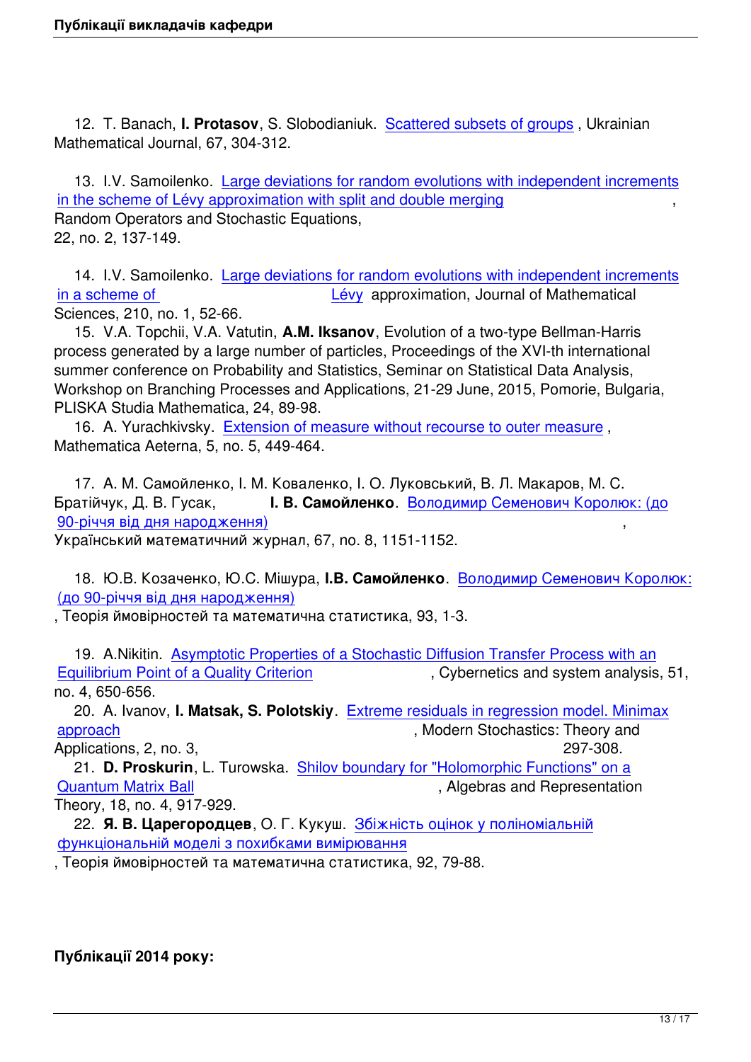12. T. Banach, **I. Protasov**, S. Slobodianiuk. Scattered subsets of groups , Ukrainian Mathematical Journal, 67, 304-312.

13. I.V. Samoilenko. Large deviations for random evolutions with independent increments in the scheme of Lévy approximation with split and double merging , Random Operators and Stochastic Equations, 22, no. 2, 137-149.

14. I.V. Samoilenko. Large deviations for random evolutions with independent increments in a scheme of Lévy approximation, Journal of Mathematical Sciences, 210, no. 1, 52-66.

15. V.A. Topchii, V.A. Vatutin, **A.M. Iksanov**, Evolution of a two-type Bellman-Harris process generated by a large number of particles, Proceedings of the XVI-th international summer conference on Probability and Statistics, Seminar on Statistical Data Analysis, Workshop on Branching Processes and Applications, 21-29 June, 2015, Pomorie, Bulgaria, PLISKA Studia Mathematica, 24, 89-98.

16. A. Yurachkivsky. Extension of measure without recourse to outer measure , Mathematica Aeterna, 5, no. 5, 449-464.

17. А. М. Самойленко, І. М. Коваленко, І. О. Луковський, В. Л. Макаров, М. С. Братійчук, Д. В. Гусак, **І. В. Самойленко**. Володимир Семенович Королюк: (до 90-річчя від дня народження) , Український математичний журнал, 67, no. 8, 1151-1152.

18. Ю.В. Козаченко, Ю.С. Мішура, **І.В. Самойленко**. Володимир Семенович Королюк: (до 90-річчя від дня народження) , Теорія ймовірностей та математична статистика, 93, 1-3.

19. A.Nikitin. Asymptotic Properties of a Stochastic Diffusion Transfer Process with an Equilibrium Point of a Quality Criterion , Cybernetics and system analysis, 51, no. 4, 650-656.

20. A. Ivanov, **I. Matsak, S. Polotskiy**. Extreme residuals in regression model. Minimax approach , Modern Stochastics: Theory and Applications, 2, no. 3, 297-308.

21. **D. Proskurin**, L. Turowska. Shilov boundary for "Holomorphic Functions" on a Quantum Matrix Ball , Algebras and Representation Theory, 18, no. 4, 917-929.

22. **Я. В. Царегородцев**, О. Г. Кукуш. Збіжність оцінок у поліноміальній функціональній моделі з похибками вимірювання , Теорія ймовірностей та математична статистика, 92, 79-88.

**Публікації 2014 року:**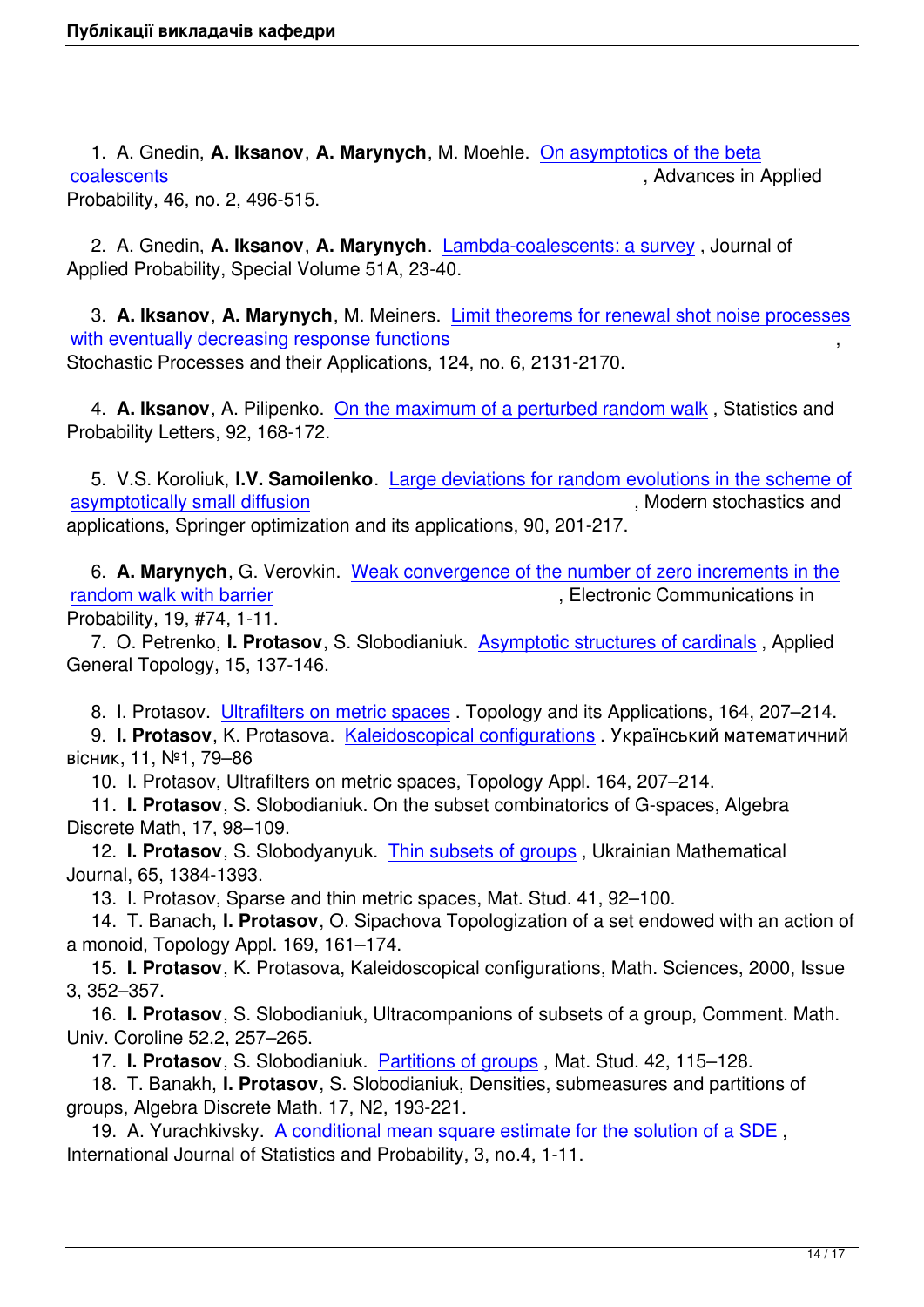1. A. Gnedin, **A. Iksanov**, **A. Marynych**, M. Moehle. On asymptotics of the beta coalescents, Advances in Applied Probability, 46, no. 2, 496-515.

2. A. Gnedin, **A. Iksanov**, **A. Marynych**. Lambda-coalescents: a survey, Journal of Applied Probability, Special Volume 51A, 23-40.

3. **A. Iksanov**, **A. Marynych**, M. Meiners. Limit theorems for renewal shot noise processes with eventually decreasing response functions, Stochastic Processes and their Applications, 124, no. 6, 2131-2170.

4. **A. Iksanov**, A. Pilipenko. On the maximum of a perturbed random walk, Statistics and Probability Letters, 92, 168-172.

5. V.S. Koroliuk, **I.V. Samoilenko**. Large deviations for random evolutions in the scheme of asymptotically small diffusion, Modern stochastics and applications, Springer optimization and its applications, 90, 201-217.

6. **A. Marynych**, G. Verovkin. Weak convergence of the number of zero increments in the random walk with barrier, Electronic Communications in Probability, 19, #74, 1-11.

7. O. Petrenko, **I. Protasov**, S. Slobodianiuk. Asymptotic structures of cardinals, Applied General Topology, 15, 137-146.

8. I. Protasov. Ultrafilters on metric spaces. Topology and its Applications, 164, 207–214.

9. **I. Protasov**, K. Protasova. Kaleidoscopical configurations. Український математичний вісник, 11, №1, 79–86

10. I. Protasov, Ultrafilters on metric spaces, Topology Appl. 164, 207–214.

11. **I. Protasov**, S. Slobodianiuk. On the subset combinatorics of G-spaces, Algebra Discrete Math, 17, 98–109.

12. **I. Protasov**, S. Slobodyanyuk. Thin subsets of groups, Ukrainian Mathematical Journal, 65, 1384-1393.

13. I. Protasov, Sparse and thin metric spaces, Mat. Stud. 41, 92–100.

14. T. Banach, **I. Protasov**, O. Sipachova Topologization of a set endowed with an action of a monoid, Topology Appl. 169, 161–174.

15. **I. Protasov**, K. Protasova, Kaleidoscopical configurations, Math. Sciences, 2000, Issue 3, 352–357.

16. **I. Protasov**, S. Slobodianiuk, Ultracompanions of subsets of a group, Comment. Math. Univ. Coroline 52,2, 257–265.

17. **I. Protasov**, S. Slobodianiuk. Partitions of groups, Mat. Stud. 42, 115–128.

18. T. Banakh, **I. Protasov**, S. Slobodianiuk, Densities, submeasures and partitions of groups, Algebra Discrete Math. 17, N2, 193-221.

19. A. Yurachkivsky. A conditional mean square estimate for the solution of a SDE, International Journal of Statistics and Probability, 3, no.4, 1-11.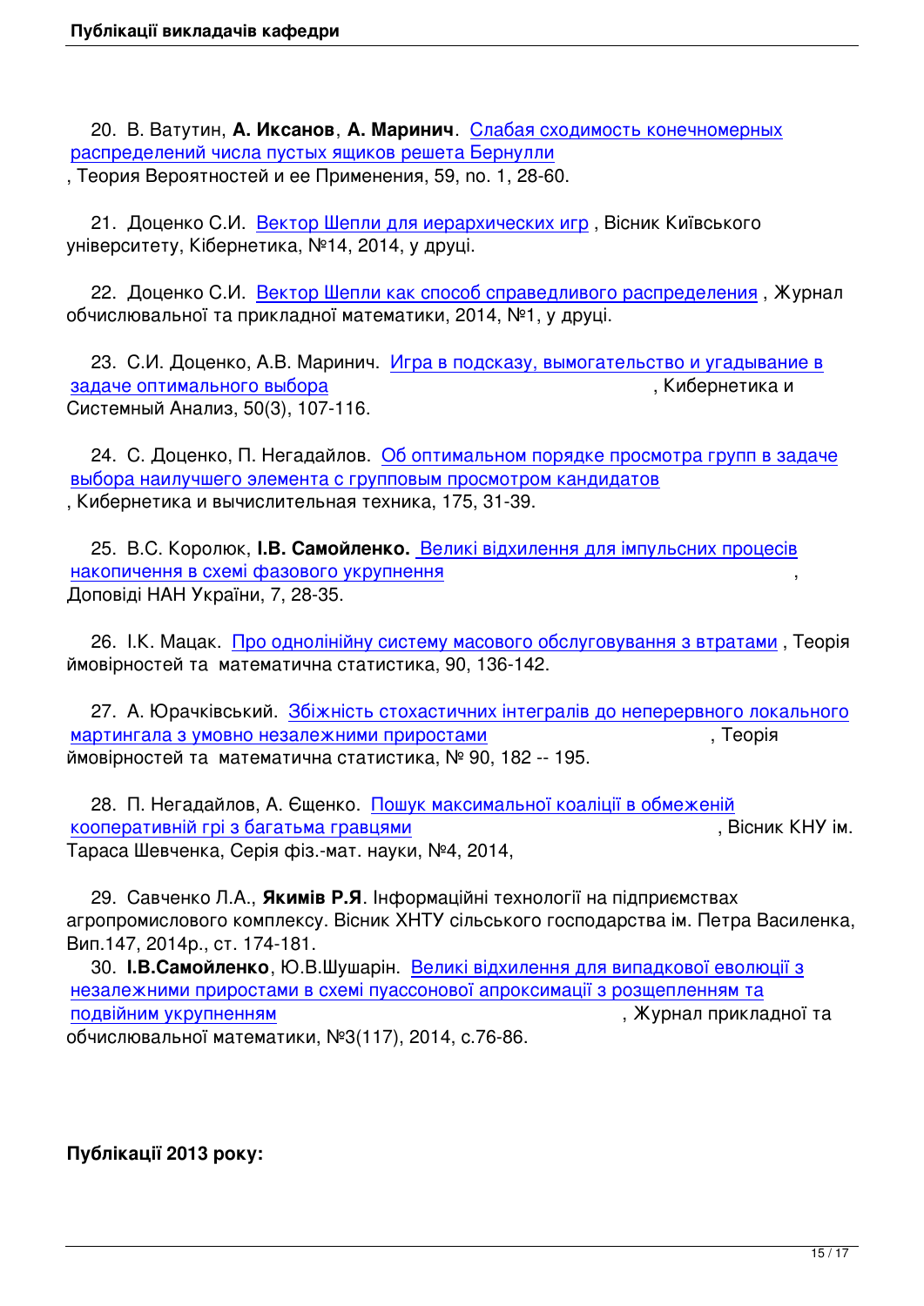20. В. Ватутин, **А. Иксанов**, **А. Маринич**. Слабая сходимость конечномерных распределений числа пустых ящиков решета Бернулли, Теория Вероятностей и ее Применения, 59, no. 1, 28-60.

21. Доценко С.И. Вектор Шепли для иерархических игр, Вісник Київського університету, Кібернетика, №14, 2014, у друці.

22. Доценко С.И. Вектор Шепли как способ справедливого распределения, Журнал обчислювальної та прикладної математики, 2014, №1, у друці.

23. С.И. Доценко, А.В. Маринич. Игра в подсказу, вымогательство и угадывание в задаче оптимального выбора, Кибернетика и Системный Анализ, 50(3), 107-116.

24. С. Доценко, П. Негадайлов. Об оптимальном порядке просмотра групп в задаче выбора наилучшего элемента с групповым просмотром кандидатов, Кибернетика и вычислительная техника, 175, 31-39.

25. В.С. Королюк, **І.В. Самойленко.** Великі відхилення для імпульсних процесів накопичення в схемі фазового укрупнення, Доповіді НАН України, 7, 28-35.

26. І.К. Мацак. Про однолінійну систему масового обслуговування з втратами, Теорія ймовірностей та математична статистика, 90, 136-142.

27. А. Юрачківський. Збіжність стохастичних інтегралів до неперервного локального мартингала з умовно незалежними приростами, Теорія ймовірностей та математична статистика, № 90, 182 -- 195.

28. П. Негадайлов, А. Єщенко. Пошук максимальної коаліції в обмеженій кооперативній грі з багатьма гравцями, Вісник КНУ ім. Тараса Шевченка, Серія фіз.-мат. науки, №4, 2014,

29. Савченко Л.А., **Якимів Р.Я**. Інформаційні технології на підприємствах агропромислового комплексу. Вісник ХНТУ сільського господарства ім. Петра Василенка, Вип.147, 2014р., ст. 174-181.

30. **І.В.Самойленко**, Ю.В.Шушарін. Великі відхилення для випадкової еволюції з незалежними приростами в схемі пуассонової апроксимації з розщепленням та подвійним укрупненням, Журнал прикладної та обчислювальної математики, №3(117), 2014, с.76-86.

**Публікації 2013 року:**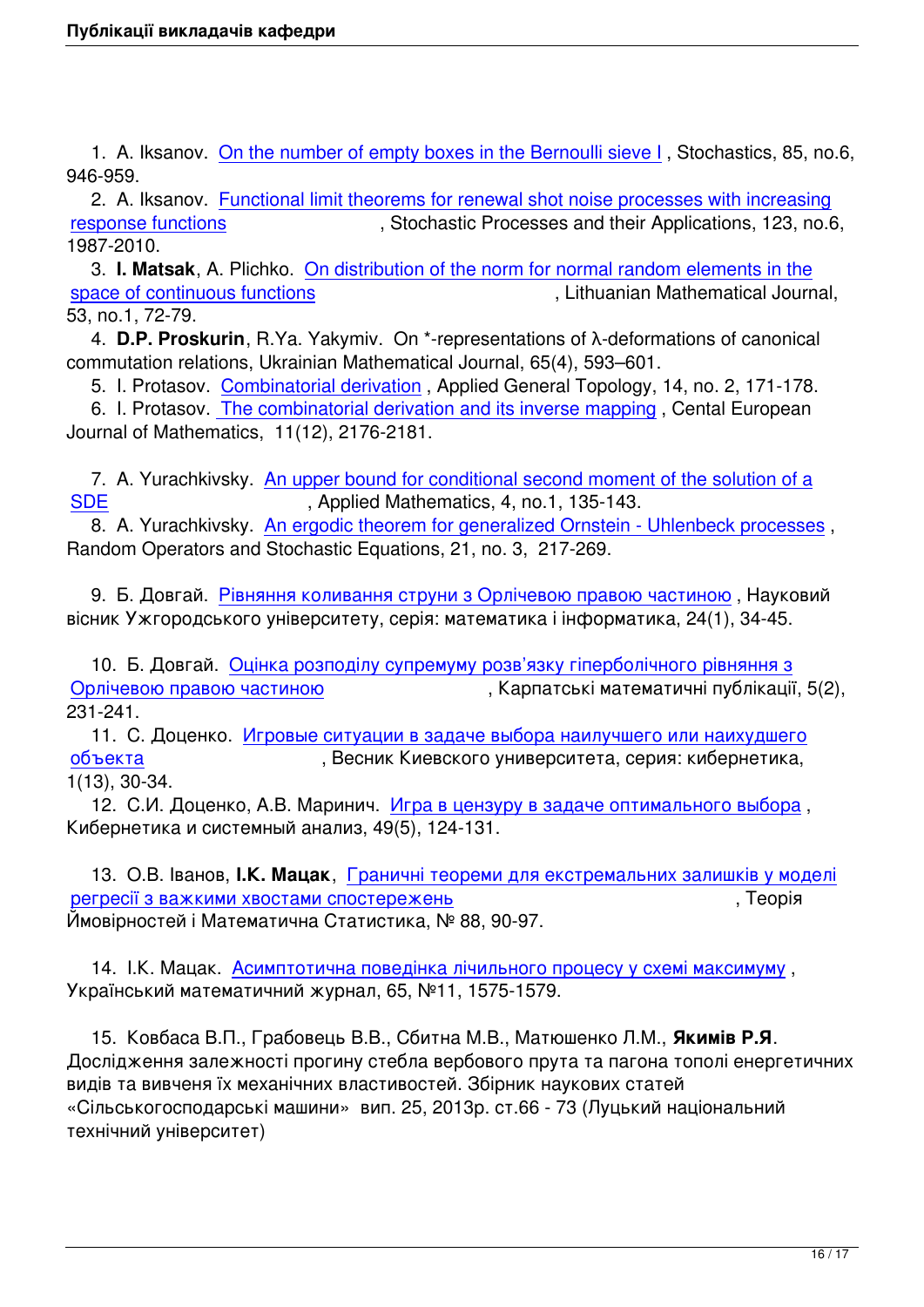1. A. Iksanov. On the number of empty boxes in the Bernoulli sieve I , Stochastics, 85, no.6, 946-959.
2. A. Iksanov. Functional limit theorems for renewal shot noise processes with increasing response functions , Stochastic Processes and their Applications, 123, no.6, 1987-2010.
3. **I. Matsak**, A. Plichko. On distribution of the norm for normal random elements in the space of continuous functions , Lithuanian Mathematical Journal, 53, no.1, 72-79.
4. **D.P. Proskurin**, R.Ya. Yakymiv. On *-representations of λ-deformations of canonical commutation relations, Ukrainian Mathematical Journal, 65(4), 593–601.
5. I. Protasov. Combinatorial derivation , Applied General Topology, 14, no. 2, 171-178.
6. I. Protasov. The combinatorial derivation and its inverse mapping , Cental European Journal of Mathematics, 11(12), 2176-2181.
7. A. Yurachkivsky. An upper bound for conditional second moment of the solution of a SDE , Applied Mathematics, 4, no.1, 135-143.
8. A. Yurachkivsky. An ergodic theorem for generalized Ornstein - Uhlenbeck processes , Random Operators and Stochastic Equations, 21, no. 3, 217-269.
9. Б. Довгай. Рівняння коливання струни з Орлічевою правою частиною , Науковий вісник Ужгородського університету, серія: математика і інформатика, 24(1), 34-45.
10. Б. Довгай. Оцінка розподілу супремуму розв'язку гіперболічного рівняння з Орлічевою правою частиною , Карпатські математичні публікації, 5(2), 231-241.
11. С. Доценко. Игровые ситуации в задаче выбора наилучшего или наихудшего объекта , Весник Киевского университета, серия: кибернетика, 1(13), 30-34.
12. С.И. Доценко, А.В. Маринич. Игра в цензуру в задаче оптимального выбора , Кибернетика и системный анализ, 49(5), 124-131.
13. О.В. Іванов, **І.К. Мацак**, Граничні теореми для екстремальних залишків у моделі регресії з важкими хвостами спостережень , Теорія Ймовірностей і Математична Статистика, № 88, 90-97.
14. І.К. Мацак. Асимптотична поведінка лічильного процесу у схемі максимуму , Український математичний журнал, 65, №11, 1575-1579.
15. Ковбаса В.П., Грабовець В.В., Сбитна М.В., Матюшенко Л.М., **Якимів Р.Я**. Дослідження залежності прогину стебла вербового прута та пагона тополі енергетичних видів та вивчення їх механічних властивостей. Збірник наукових статей «Сільськогосподарські машини» вип. 25, 2013р. ст.66 - 73 (Луцький національний технічний університет)